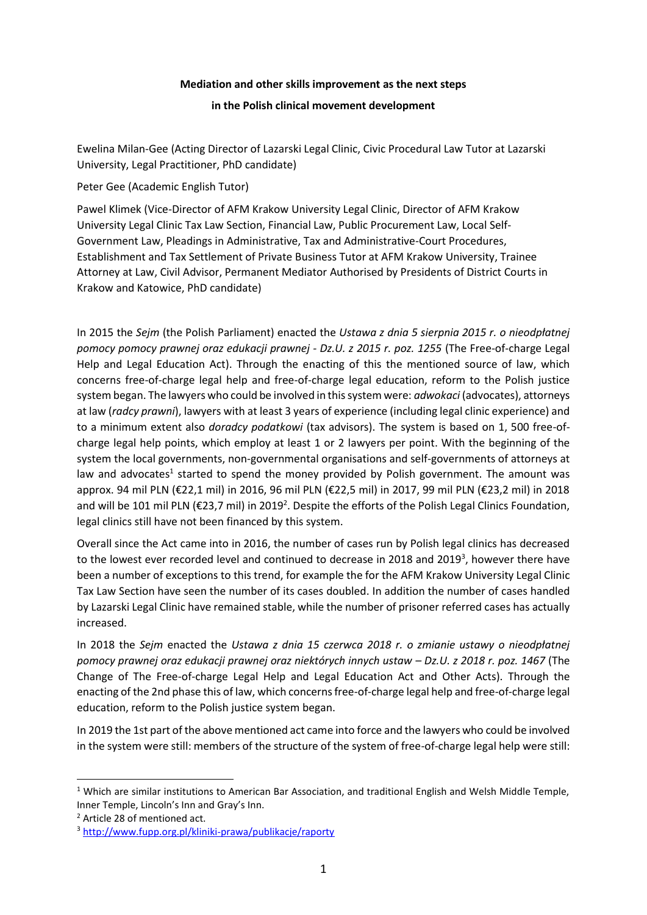**Mediation and other skills improvement as the next steps**

**in the Polish clinical movement development**

Ewelina Milan-Gee (Acting Director of Lazarski Legal Clinic, Civic Procedural Law Tutor at Lazarski University, Legal Practitioner, PhD candidate)

Peter Gee (Academic English Tutor)

Pawel Klimek (Vice-Director of AFM Krakow University Legal Clinic, Director of AFM Krakow University Legal Clinic Tax Law Section, Financial Law, Public Procurement Law, Local Self-Government Law, Pleadings in Administrative, Tax and Administrative-Court Procedures, Establishment and Tax Settlement of Private Business Tutor at AFM Krakow University, Trainee Attorney at Law, Civil Advisor, Permanent Mediator Authorised by Presidents of District Courts in Krakow and Katowice, PhD candidate)

In 2015 the *Sejm* (the Polish Parliament) enacted the *Ustawa z dnia 5 sierpnia 2015 r. o nieodpłatnej pomocy pomocy prawnej oraz edukacji prawnej - Dz.U. z 2015 r. poz. 1255* (The Free-of-charge Legal Help and Legal Education Act). Through the enacting of this the mentioned source of law, which concerns free-of-charge legal help and free-of-charge legal education, reform to the Polish justice system began. The lawyers who could be involved in this system were: *adwokaci* (advocates), attorneys at law (*radcy prawni*), lawyers with at least 3 years of experience (including legal clinic experience) and to a minimum extent also *doradcy podatkowi* (tax advisors). The system is based on 1, 500 free-of-charge legal help points, which employ at least 1 or 2 lawyers per point. With the beginning of the system the local governments, non-governmental organisations and self-governments of attorneys at law and advocates[1] started to spend the money provided by Polish government. The amount was approx. 94 mil PLN (€22,1 mil) in 2016, 96 mil PLN (€22,5 mil) in 2017, 99 mil PLN (€23,2 mil) in 2018 and will be 101 mil PLN (€23,7 mil) in 2019[2]. Despite the efforts of the Polish Legal Clinics Foundation, legal clinics still have not been financed by this system.

Overall since the Act came into in 2016, the number of cases run by Polish legal clinics has decreased to the lowest ever recorded level and continued to decrease in 2018 and 2019[3], however there have been a number of exceptions to this trend, for example the for the AFM Krakow University Legal Clinic Tax Law Section have seen the number of its cases doubled. In addition the number of cases handled by Lazarski Legal Clinic have remained stable, while the number of prisoner referred cases has actually increased.

In 2018 the *Sejm* enacted the *Ustawa z dnia 15 czerwca 2018 r. o zmianie ustawy o nieodpłatnej pomocy prawnej oraz edukacji prawnej oraz niektórych innych ustaw – Dz.U. z 2018 r. poz. 1467* (The Change of The Free-of-charge Legal Help and Legal Education Act and Other Acts). Through the enacting of the 2nd phase this of law, which concerns free-of-charge legal help and free-of-charge legal education, reform to the Polish justice system began.

In 2019 the 1st part of the above mentioned act came into force and the lawyers who could be involved in the system were still: members of the structure of the system of free-of-charge legal help were still:

---

[1] Which are similar institutions to American Bar Association, and traditional English and Welsh Middle Temple, Inner Temple, Lincoln's Inn and Gray's Inn.

[2] Article 28 of mentioned act.

[3] http://www.fupp.org.pl/kliniki-prawa/publikacje/raporty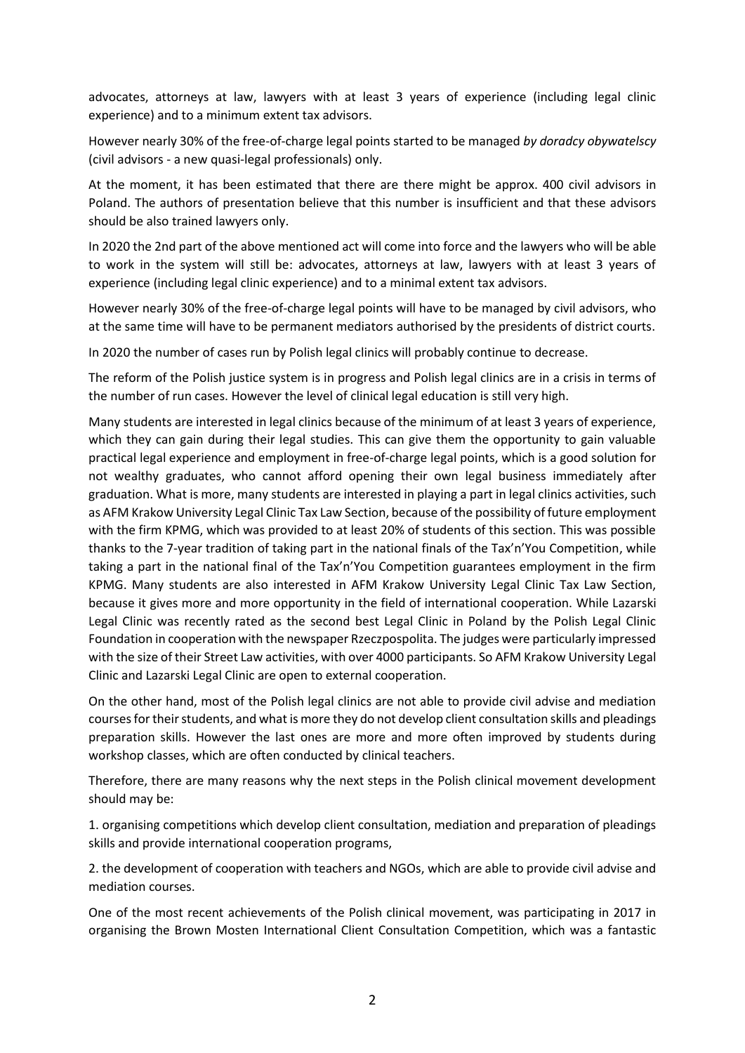advocates, attorneys at law, lawyers with at least 3 years of experience (including legal clinic experience) and to a minimum extent tax advisors.

However nearly 30% of the free-of-charge legal points started to be managed *by doradcy obywatelscy* (civil advisors - a new quasi-legal professionals) only.

At the moment, it has been estimated that there are there might be approx. 400 civil advisors in Poland. The authors of presentation believe that this number is insufficient and that these advisors should be also trained lawyers only.

In 2020 the 2nd part of the above mentioned act will come into force and the lawyers who will be able to work in the system will still be: advocates, attorneys at law, lawyers with at least 3 years of experience (including legal clinic experience) and to a minimal extent tax advisors.

However nearly 30% of the free-of-charge legal points will have to be managed by civil advisors, who at the same time will have to be permanent mediators authorised by the presidents of district courts.

In 2020 the number of cases run by Polish legal clinics will probably continue to decrease.

The reform of the Polish justice system is in progress and Polish legal clinics are in a crisis in terms of the number of run cases. However the level of clinical legal education is still very high.

Many students are interested in legal clinics because of the minimum of at least 3 years of experience, which they can gain during their legal studies. This can give them the opportunity to gain valuable practical legal experience and employment in free-of-charge legal points, which is a good solution for not wealthy graduates, who cannot afford opening their own legal business immediately after graduation. What is more, many students are interested in playing a part in legal clinics activities, such as AFM Krakow University Legal Clinic Tax Law Section, because of the possibility of future employment with the firm KPMG, which was provided to at least 20% of students of this section. This was possible thanks to the 7-year tradition of taking part in the national finals of the Tax'n'You Competition, while taking a part in the national final of the Tax'n'You Competition guarantees employment in the firm KPMG. Many students are also interested in AFM Krakow University Legal Clinic Tax Law Section, because it gives more and more opportunity in the field of international cooperation. While Lazarski Legal Clinic was recently rated as the second best Legal Clinic in Poland by the Polish Legal Clinic Foundation in cooperation with the newspaper Rzeczpospolita. The judges were particularly impressed with the size of their Street Law activities, with over 4000 participants. So AFM Krakow University Legal Clinic and Lazarski Legal Clinic are open to external cooperation.

On the other hand, most of the Polish legal clinics are not able to provide civil advise and mediation courses for their students, and what is more they do not develop client consultation skills and pleadings preparation skills. However the last ones are more and more often improved by students during workshop classes, which are often conducted by clinical teachers.

Therefore, there are many reasons why the next steps in the Polish clinical movement development should may be:

1. organising competitions which develop client consultation, mediation and preparation of pleadings skills and provide international cooperation programs,

2. the development of cooperation with teachers and NGOs, which are able to provide civil advise and mediation courses.

One of the most recent achievements of the Polish clinical movement, was participating in 2017 in organising the Brown Mosten International Client Consultation Competition, which was a fantastic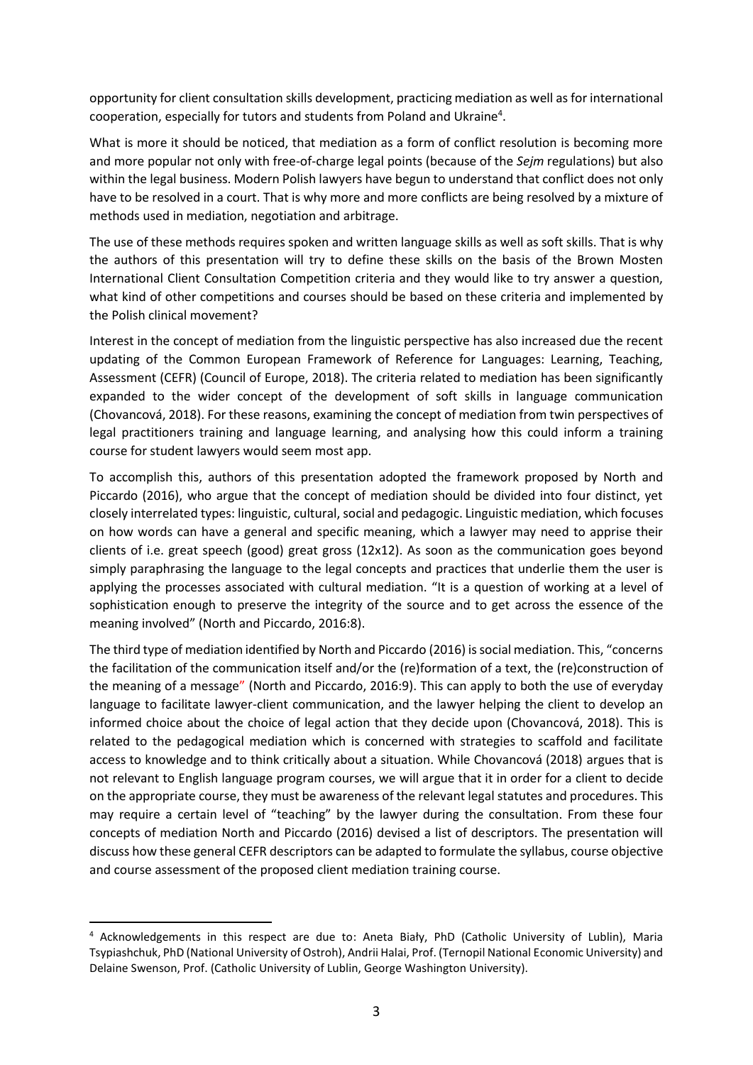opportunity for client consultation skills development, practicing mediation as well as for international cooperation, especially for tutors and students from Poland and Ukraine[4].

What is more it should be noticed, that mediation as a form of conflict resolution is becoming more and more popular not only with free-of-charge legal points (because of the *Sejm* regulations) but also within the legal business. Modern Polish lawyers have begun to understand that conflict does not only have to be resolved in a court. That is why more and more conflicts are being resolved by a mixture of methods used in mediation, negotiation and arbitrage.

The use of these methods requires spoken and written language skills as well as soft skills. That is why the authors of this presentation will try to define these skills on the basis of the Brown Mosten International Client Consultation Competition criteria and they would like to try answer a question, what kind of other competitions and courses should be based on these criteria and implemented by the Polish clinical movement?

Interest in the concept of mediation from the linguistic perspective has also increased due the recent updating of the Common European Framework of Reference for Languages: Learning, Teaching, Assessment (CEFR) (Council of Europe, 2018). The criteria related to mediation has been significantly expanded to the wider concept of the development of soft skills in language communication (Chovancová, 2018). For these reasons, examining the concept of mediation from twin perspectives of legal practitioners training and language learning, and analysing how this could inform a training course for student lawyers would seem most app.

To accomplish this, authors of this presentation adopted the framework proposed by North and Piccardo (2016), who argue that the concept of mediation should be divided into four distinct, yet closely interrelated types: linguistic, cultural, social and pedagogic. Linguistic mediation, which focuses on how words can have a general and specific meaning, which a lawyer may need to apprise their clients of i.e. great speech (good) great gross (12x12). As soon as the communication goes beyond simply paraphrasing the language to the legal concepts and practices that underlie them the user is applying the processes associated with cultural mediation. "It is a question of working at a level of sophistication enough to preserve the integrity of the source and to get across the essence of the meaning involved" (North and Piccardo, 2016:8).

The third type of mediation identified by North and Piccardo (2016) is social mediation. This, "concerns the facilitation of the communication itself and/or the (re)formation of a text, the (re)construction of the meaning of a message" (North and Piccardo, 2016:9). This can apply to both the use of everyday language to facilitate lawyer-client communication, and the lawyer helping the client to develop an informed choice about the choice of legal action that they decide upon (Chovancová, 2018). This is related to the pedagogical mediation which is concerned with strategies to scaffold and facilitate access to knowledge and to think critically about a situation. While Chovancová (2018) argues that is not relevant to English language program courses, we will argue that it in order for a client to decide on the appropriate course, they must be awareness of the relevant legal statutes and procedures. This may require a certain level of "teaching" by the lawyer during the consultation. From these four concepts of mediation North and Piccardo (2016) devised a list of descriptors. The presentation will discuss how these general CEFR descriptors can be adapted to formulate the syllabus, course objective and course assessment of the proposed client mediation training course.

---

[4] Acknowledgements in this respect are due to: Aneta Biały, PhD (Catholic University of Lublin), Maria Tsypiashchuk, PhD (National University of Ostroh), Andrii Halai, Prof. (Ternopil National Economic University) and Delaine Swenson, Prof. (Catholic University of Lublin, George Washington University).